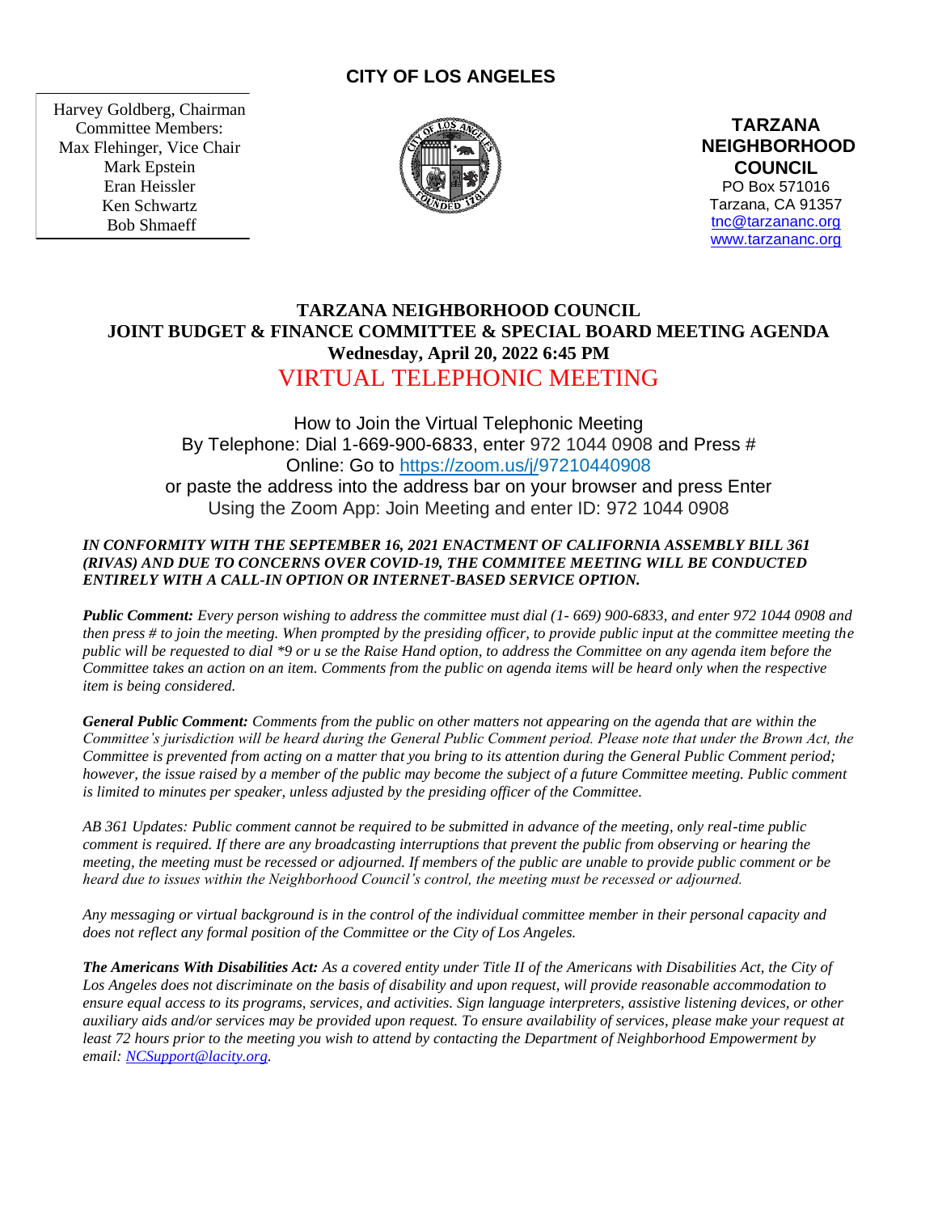**CITY OF LOS ANGELES**

Harvey Goldberg, Chairman
Committee Members:
Max Flehinger, Vice Chair
Mark Epstein
Eran Heissler
Ken Schwartz
Bob Shmaeff

**TARZANA NEIGHBORHOOD COUNCIL**
PO Box 571016
Tarzana, CA 91357
tnc@tarzananc.org
www.tarzananc.org

# TARZANA NEIGHBORHOOD COUNCIL
## JOINT BUDGET & FINANCE COMMITTEE & SPECIAL BOARD MEETING AGENDA
### Wednesday, April 20, 2022 6:45 PM
## VIRTUAL TELEPHONIC MEETING

How to Join the Virtual Telephonic Meeting
By Telephone: Dial 1-669-900-6833, enter 972 1044 0908 and Press #
Online: Go to https://zoom.us/j/97210440908
or paste the address into the address bar on your browser and press Enter
Using the Zoom App: Join Meeting and enter ID: 972 1044 0908

***IN CONFORMITY WITH THE SEPTEMBER 16, 2021 ENACTMENT OF CALIFORNIA ASSEMBLY BILL 361 (RIVAS) AND DUE TO CONCERNS OVER COVID-19, THE COMMITEE MEETING WILL BE CONDUCTED ENTIRELY WITH A CALL-IN OPTION OR INTERNET-BASED SERVICE OPTION.***

***Public Comment:*** *Every person wishing to address the committee must dial (1- 669) 900-6833, and enter 972 1044 0908 and then press # to join the meeting. When prompted by the presiding officer, to provide public input at the committee meeting the public will be requested to dial \*9 or u se the Raise Hand option, to address the Committee on any agenda item before the Committee takes an action on an item. Comments from the public on agenda items will be heard only when the respective item is being considered.*

***General Public Comment:*** *Comments from the public on other matters not appearing on the agenda that are within the Committee's jurisdiction will be heard during the General Public Comment period. Please note that under the Brown Act, the Committee is prevented from acting on a matter that you bring to its attention during the General Public Comment period; however, the issue raised by a member of the public may become the subject of a future Committee meeting. Public comment is limited to minutes per speaker, unless adjusted by the presiding officer of the Committee.*

*AB 361 Updates: Public comment cannot be required to be submitted in advance of the meeting, only real-time public comment is required. If there are any broadcasting interruptions that prevent the public from observing or hearing the meeting, the meeting must be recessed or adjourned. If members of the public are unable to provide public comment or be heard due to issues within the Neighborhood Council's control, the meeting must be recessed or adjourned.*

*Any messaging or virtual background is in the control of the individual committee member in their personal capacity and does not reflect any formal position of the Committee or the City of Los Angeles.*

***The Americans With Disabilities Act:*** *As a covered entity under Title II of the Americans with Disabilities Act, the City of Los Angeles does not discriminate on the basis of disability and upon request, will provide reasonable accommodation to ensure equal access to its programs, services, and activities. Sign language interpreters, assistive listening devices, or other auxiliary aids and/or services may be provided upon request. To ensure availability of services, please make your request at least 72 hours prior to the meeting you wish to attend by contacting the Department of Neighborhood Empowerment by email: NCSupport@lacity.org.*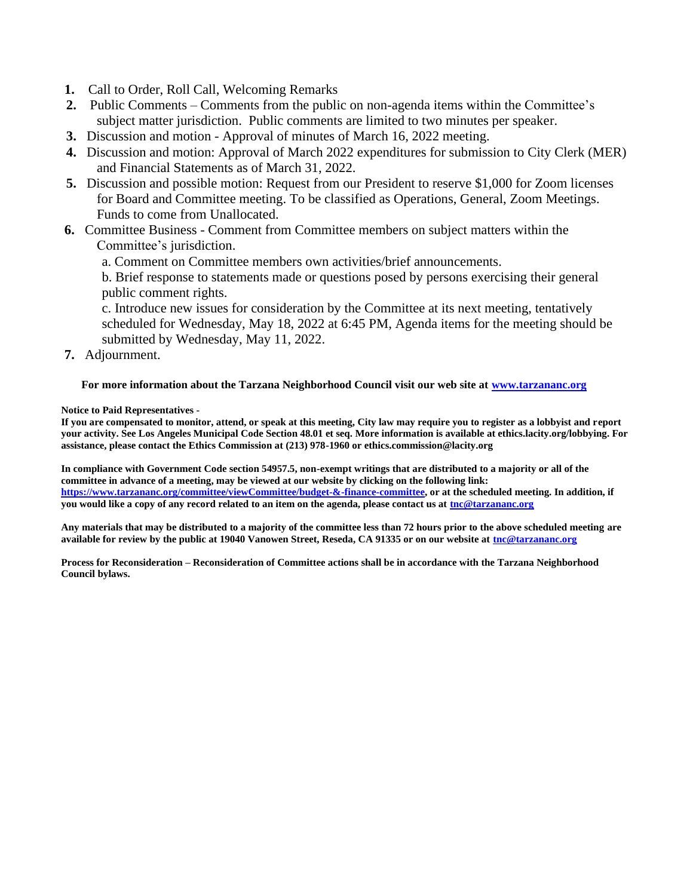1. Call to Order, Roll Call, Welcoming Remarks
2. Public Comments – Comments from the public on non-agenda items within the Committee's subject matter jurisdiction. Public comments are limited to two minutes per speaker.
3. Discussion and motion - Approval of minutes of March 16, 2022 meeting.
4. Discussion and motion: Approval of March 2022 expenditures for submission to City Clerk (MER) and Financial Statements as of March 31, 2022.
5. Discussion and possible motion: Request from our President to reserve $1,000 for Zoom licenses for Board and Committee meeting. To be classified as Operations, General, Zoom Meetings. Funds to come from Unallocated.
6. Committee Business - Comment from Committee members on subject matters within the Committee's jurisdiction.

   a. Comment on Committee members own activities/brief announcements.

   b. Brief response to statements made or questions posed by persons exercising their general public comment rights.

   c. Introduce new issues for consideration by the Committee at its next meeting, tentatively scheduled for Wednesday, May 18, 2022 at 6:45 PM, Agenda items for the meeting should be submitted by Wednesday, May 11, 2022.
7. Adjournment.

**For more information about the Tarzana Neighborhood Council visit our web site at [www.tarzananc.org](http://www.tarzananc.org)**

**Notice to Paid Representatives -**

**If you are compensated to monitor, attend, or speak at this meeting, City law may require you to register as a lobbyist and report your activity. See Los Angeles Municipal Code Section 48.01 et seq. More information is available at ethics.lacity.org/lobbying. For assistance, please contact the Ethics Commission at (213) 978-1960 or ethics.commission@lacity.org**

**In compliance with Government Code section 54957.5, non-exempt writings that are distributed to a majority or all of the committee in advance of a meeting, may be viewed at our website by clicking on the following link: [https://www.tarzananc.org/committee/viewCommittee/budget-&-finance-committee](https://www.tarzananc.org/committee/viewCommittee/budget-&-finance-committee), or at the scheduled meeting. In addition, if you would like a copy of any record related to an item on the agenda, please contact us at [tnc@tarzananc.org](mailto:tnc@tarzananc.org)**

**Any materials that may be distributed to a majority of the committee less than 72 hours prior to the above scheduled meeting are available for review by the public at 19040 Vanowen Street, Reseda, CA 91335 or on our website at [tnc@tarzananc.org](mailto:tnc@tarzananc.org)**

**Process for Reconsideration – Reconsideration of Committee actions shall be in accordance with the Tarzana Neighborhood Council bylaws.**